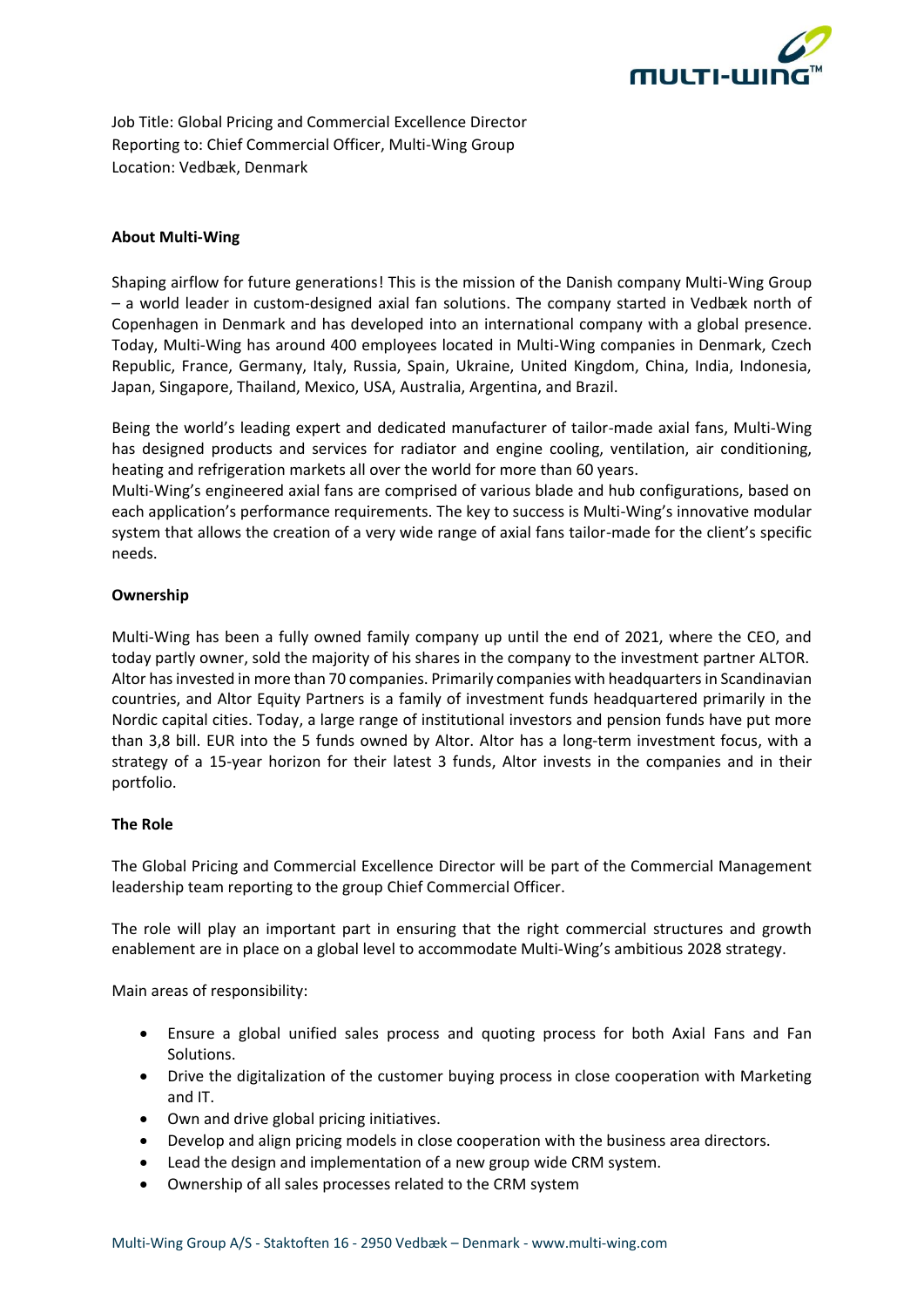Job Title: Global Pricing and Commercial Excellence Director
Reporting to: Chief Commercial Officer, Multi-Wing Group
Location: Vedbæk, Denmark

**About Multi-Wing**

Shaping airflow for future generations! This is the mission of the Danish company Multi-Wing Group – a world leader in custom-designed axial fan solutions. The company started in Vedbæk north of Copenhagen in Denmark and has developed into an international company with a global presence. Today, Multi-Wing has around 400 employees located in Multi-Wing companies in Denmark, Czech Republic, France, Germany, Italy, Russia, Spain, Ukraine, United Kingdom, China, India, Indonesia, Japan, Singapore, Thailand, Mexico, USA, Australia, Argentina, and Brazil.

Being the world's leading expert and dedicated manufacturer of tailor-made axial fans, Multi-Wing has designed products and services for radiator and engine cooling, ventilation, air conditioning, heating and refrigeration markets all over the world for more than 60 years.
Multi-Wing's engineered axial fans are comprised of various blade and hub configurations, based on each application's performance requirements. The key to success is Multi-Wing's innovative modular system that allows the creation of a very wide range of axial fans tailor-made for the client's specific needs.

**Ownership**

Multi-Wing has been a fully owned family company up until the end of 2021, where the CEO, and today partly owner, sold the majority of his shares in the company to the investment partner ALTOR. Altor has invested in more than 70 companies. Primarily companies with headquarters in Scandinavian countries, and Altor Equity Partners is a family of investment funds headquartered primarily in the Nordic capital cities. Today, a large range of institutional investors and pension funds have put more than 3,8 bill. EUR into the 5 funds owned by Altor. Altor has a long-term investment focus, with a strategy of a 15-year horizon for their latest 3 funds, Altor invests in the companies and in their portfolio.

**The Role**

The Global Pricing and Commercial Excellence Director will be part of the Commercial Management leadership team reporting to the group Chief Commercial Officer.

The role will play an important part in ensuring that the right commercial structures and growth enablement are in place on a global level to accommodate Multi-Wing's ambitious 2028 strategy.

Main areas of responsibility:

- Ensure a global unified sales process and quoting process for both Axial Fans and Fan Solutions.
- Drive the digitalization of the customer buying process in close cooperation with Marketing and IT.
- Own and drive global pricing initiatives.
- Develop and align pricing models in close cooperation with the business area directors.
- Lead the design and implementation of a new group wide CRM system.
- Ownership of all sales processes related to the CRM system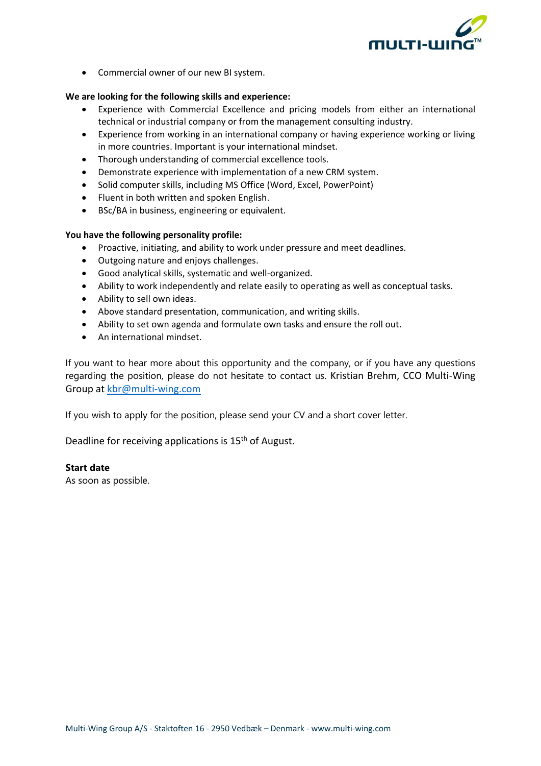- Commercial owner of our new BI system.

**We are looking for the following skills and experience:**

- Experience with Commercial Excellence and pricing models from either an international technical or industrial company or from the management consulting industry.
- Experience from working in an international company or having experience working or living in more countries. Important is your international mindset.
- Thorough understanding of commercial excellence tools.
- Demonstrate experience with implementation of a new CRM system.
- Solid computer skills, including MS Office (Word, Excel, PowerPoint)
- Fluent in both written and spoken English.
- BSc/BA in business, engineering or equivalent.

**You have the following personality profile:**

- Proactive, initiating, and ability to work under pressure and meet deadlines.
- Outgoing nature and enjoys challenges.
- Good analytical skills, systematic and well-organized.
- Ability to work independently and relate easily to operating as well as conceptual tasks.
- Ability to sell own ideas.
- Above standard presentation, communication, and writing skills.
- Ability to set own agenda and formulate own tasks and ensure the roll out.
- An international mindset.

If you want to hear more about this opportunity and the company, or if you have any questions regarding the position, please do not hesitate to contact us. Kristian Brehm, CCO Multi-Wing Group at kbr@multi-wing.com

If you wish to apply for the position, please send your CV and a short cover letter.

Deadline for receiving applications is 15th of August.

**Start date**
As soon as possible.

Multi-Wing Group A/S - Staktoften 16 - 2950 Vedbæk – Denmark - www.multi-wing.com